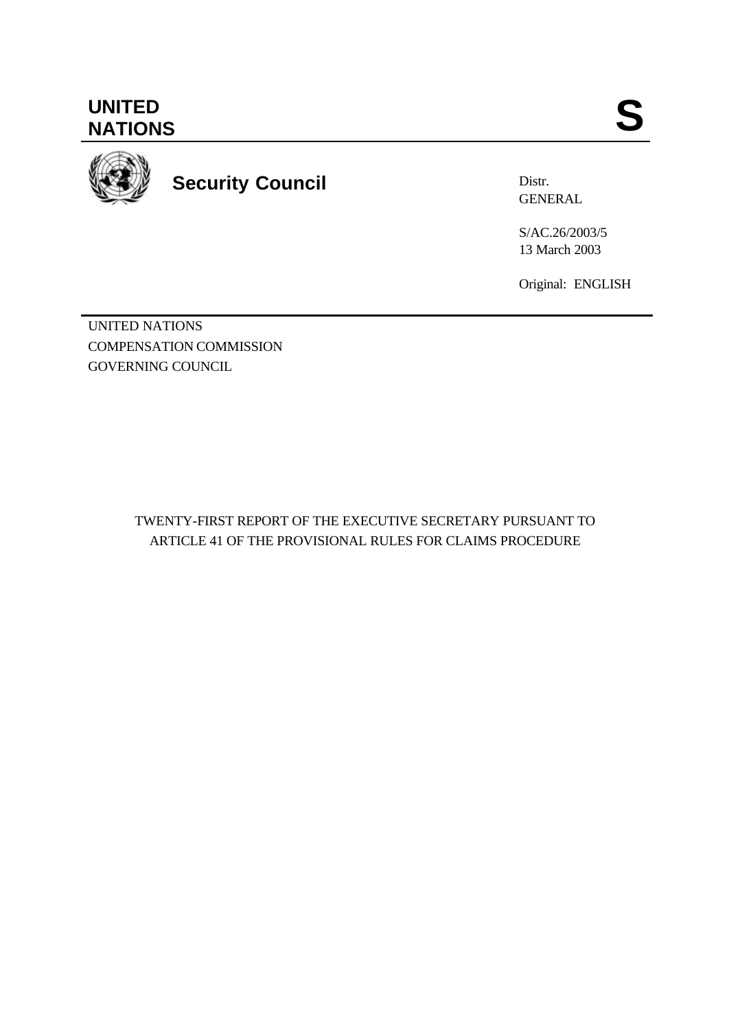**UNITED NATIONS** **S**

**Security Council**

Distr.
GENERAL

S/AC.26/2003/5
13 March 2003

Original: ENGLISH

UNITED NATIONS
COMPENSATION COMMISSION
GOVERNING COUNCIL

TWENTY-FIRST REPORT OF THE EXECUTIVE SECRETARY PURSUANT TO ARTICLE 41 OF THE PROVISIONAL RULES FOR CLAIMS PROCEDURE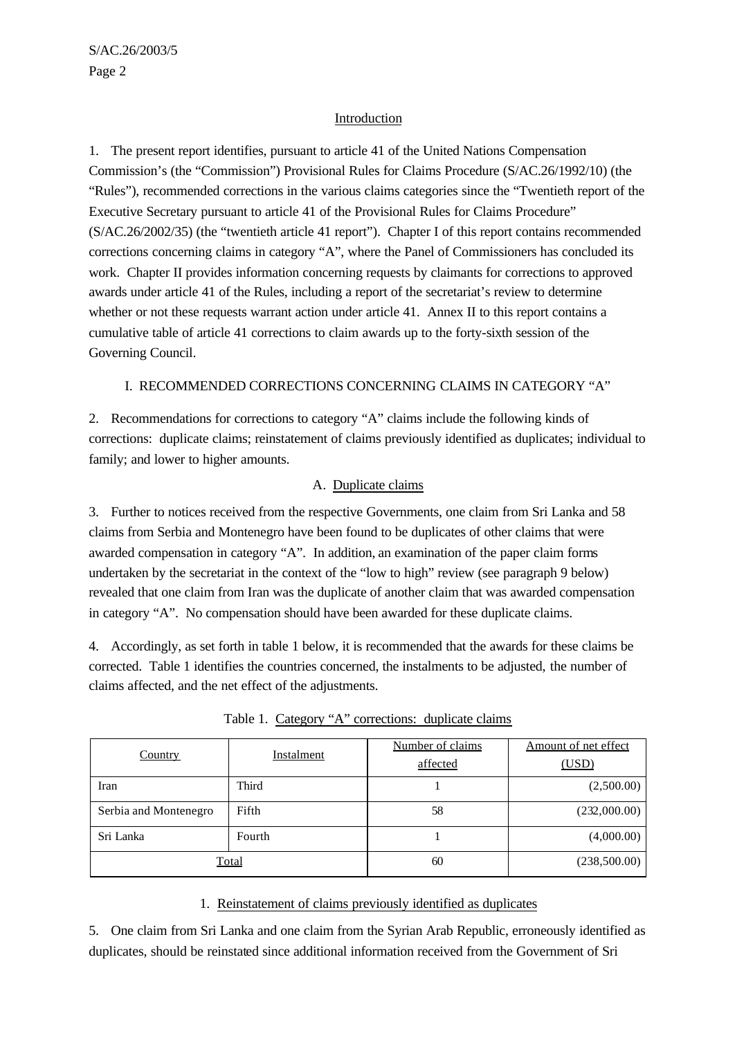## Introduction

1. The present report identifies, pursuant to article 41 of the United Nations Compensation Commission's (the "Commission") Provisional Rules for Claims Procedure (S/AC.26/1992/10) (the "Rules"), recommended corrections in the various claims categories since the "Twentieth report of the Executive Secretary pursuant to article 41 of the Provisional Rules for Claims Procedure" (S/AC.26/2002/35) (the "twentieth article 41 report"). Chapter I of this report contains recommended corrections concerning claims in category "A", where the Panel of Commissioners has concluded its work. Chapter II provides information concerning requests by claimants for corrections to approved awards under article 41 of the Rules, including a report of the secretariat's review to determine whether or not these requests warrant action under article 41. Annex II to this report contains a cumulative table of article 41 corrections to claim awards up to the forty-sixth session of the Governing Council.

## I. RECOMMENDED CORRECTIONS CONCERNING CLAIMS IN CATEGORY "A"

2. Recommendations for corrections to category "A" claims include the following kinds of corrections: duplicate claims; reinstatement of claims previously identified as duplicates; individual to family; and lower to higher amounts.

### A. Duplicate claims

3. Further to notices received from the respective Governments, one claim from Sri Lanka and 58 claims from Serbia and Montenegro have been found to be duplicates of other claims that were awarded compensation in category "A". In addition, an examination of the paper claim forms undertaken by the secretariat in the context of the "low to high" review (see paragraph 9 below) revealed that one claim from Iran was the duplicate of another claim that was awarded compensation in category "A". No compensation should have been awarded for these duplicate claims.

4. Accordingly, as set forth in table 1 below, it is recommended that the awards for these claims be corrected. Table 1 identifies the countries concerned, the instalments to be adjusted, the number of claims affected, and the net effect of the adjustments.

Table 1. Category "A" corrections: duplicate claims

| Country | Instalment | Number of claims affected | Amount of net effect (USD) |
|---|---|---|---|
| Iran | Third | 1 | (2,500.00) |
| Serbia and Montenegro | Fifth | 58 | (232,000.00) |
| Sri Lanka | Fourth | 1 | (4,000.00) |
| Total | | 60 | (238,500.00) |

#### 1. Reinstatement of claims previously identified as duplicates

5. One claim from Sri Lanka and one claim from the Syrian Arab Republic, erroneously identified as duplicates, should be reinstated since additional information received from the Government of Sri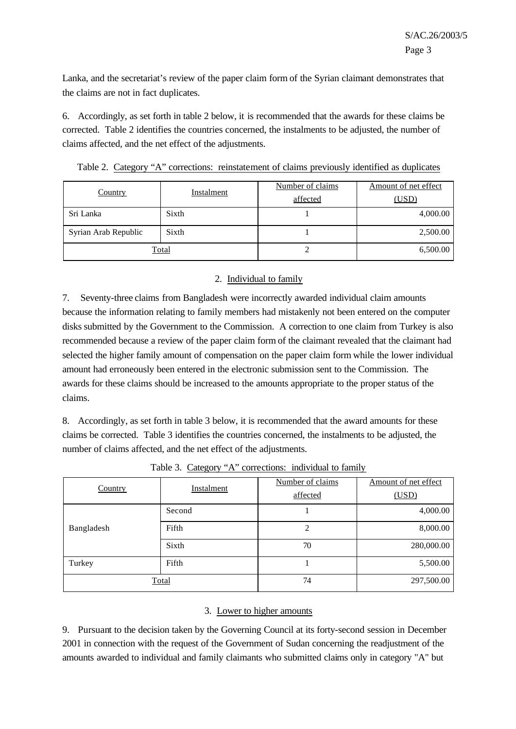Lanka, and the secretariat's review of the paper claim form of the Syrian claimant demonstrates that the claims are not in fact duplicates.

6. Accordingly, as set forth in table 2 below, it is recommended that the awards for these claims be corrected. Table 2 identifies the countries concerned, the instalments to be adjusted, the number of claims affected, and the net effect of the adjustments.

Table 2. Category "A" corrections: reinstatement of claims previously identified as duplicates

| Country | Instalment | Number of claims affected | Amount of net effect (USD) |
|---|---|---|---|
| Sri Lanka | Sixth | 1 | 4,000.00 |
| Syrian Arab Republic | Sixth | 1 | 2,500.00 |
| Total | | 2 | 6,500.00 |

### 2. Individual to family

7. Seventy-three claims from Bangladesh were incorrectly awarded individual claim amounts because the information relating to family members had mistakenly not been entered on the computer disks submitted by the Government to the Commission. A correction to one claim from Turkey is also recommended because a review of the paper claim form of the claimant revealed that the claimant had selected the higher family amount of compensation on the paper claim form while the lower individual amount had erroneously been entered in the electronic submission sent to the Commission. The awards for these claims should be increased to the amounts appropriate to the proper status of the claims.

8. Accordingly, as set forth in table 3 below, it is recommended that the award amounts for these claims be corrected. Table 3 identifies the countries concerned, the instalments to be adjusted, the number of claims affected, and the net effect of the adjustments.

Table 3. Category "A" corrections: individual to family

| Country | Instalment | Number of claims affected | Amount of net effect (USD) |
|---|---|---|---|
| Bangladesh | Second | 1 | 4,000.00 |
| | Fifth | 2 | 8,000.00 |
| | Sixth | 70 | 280,000.00 |
| Turkey | Fifth | 1 | 5,500.00 |
| Total | | 74 | 297,500.00 |

### 3. Lower to higher amounts

9. Pursuant to the decision taken by the Governing Council at its forty-second session in December 2001 in connection with the request of the Government of Sudan concerning the readjustment of the amounts awarded to individual and family claimants who submitted claims only in category "A" but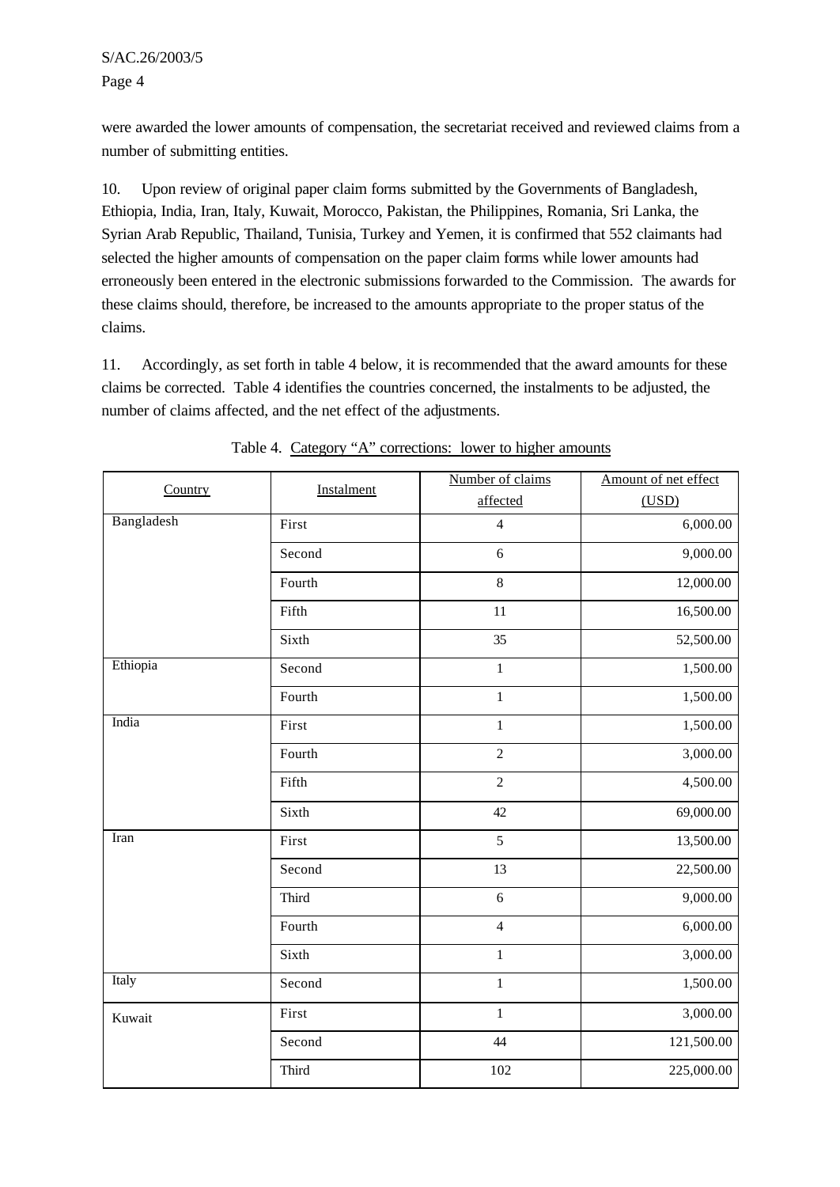were awarded the lower amounts of compensation, the secretariat received and reviewed claims from a number of submitting entities.

10. Upon review of original paper claim forms submitted by the Governments of Bangladesh, Ethiopia, India, Iran, Italy, Kuwait, Morocco, Pakistan, the Philippines, Romania, Sri Lanka, the Syrian Arab Republic, Thailand, Tunisia, Turkey and Yemen, it is confirmed that 552 claimants had selected the higher amounts of compensation on the paper claim forms while lower amounts had erroneously been entered in the electronic submissions forwarded to the Commission. The awards for these claims should, therefore, be increased to the amounts appropriate to the proper status of the claims.

11. Accordingly, as set forth in table 4 below, it is recommended that the award amounts for these claims be corrected. Table 4 identifies the countries concerned, the instalments to be adjusted, the number of claims affected, and the net effect of the adjustments.

Table 4. Category "A" corrections: lower to higher amounts

| Country | Instalment | Number of claims affected | Amount of net effect (USD) |
|---|---|---|---|
| Bangladesh | First | 4 | 6,000.00 |
| | Second | 6 | 9,000.00 |
| | Fourth | 8 | 12,000.00 |
| | Fifth | 11 | 16,500.00 |
| | Sixth | 35 | 52,500.00 |
| Ethiopia | Second | 1 | 1,500.00 |
| | Fourth | 1 | 1,500.00 |
| India | First | 1 | 1,500.00 |
| | Fourth | 2 | 3,000.00 |
| | Fifth | 2 | 4,500.00 |
| | Sixth | 42 | 69,000.00 |
| Iran | First | 5 | 13,500.00 |
| | Second | 13 | 22,500.00 |
| | Third | 6 | 9,000.00 |
| | Fourth | 4 | 6,000.00 |
| | Sixth | 1 | 3,000.00 |
| Italy | Second | 1 | 1,500.00 |
| Kuwait | First | 1 | 3,000.00 |
| | Second | 44 | 121,500.00 |
| | Third | 102 | 225,000.00 |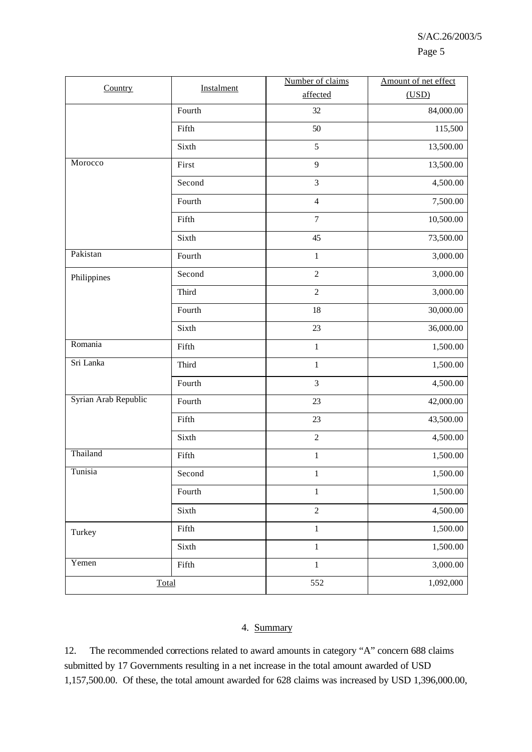| Country | Instalment | Number of claims affected | Amount of net effect (USD) |
|---|---|---|---|
| | Fourth | 32 | 84,000.00 |
| | Fifth | 50 | 115,500 |
| | Sixth | 5 | 13,500.00 |
| Morocco | First | 9 | 13,500.00 |
| | Second | 3 | 4,500.00 |
| | Fourth | 4 | 7,500.00 |
| | Fifth | 7 | 10,500.00 |
| | Sixth | 45 | 73,500.00 |
| Pakistan | Fourth | 1 | 3,000.00 |
| Philippines | Second | 2 | 3,000.00 |
| | Third | 2 | 3,000.00 |
| | Fourth | 18 | 30,000.00 |
| | Sixth | 23 | 36,000.00 |
| Romania | Fifth | 1 | 1,500.00 |
| Sri Lanka | Third | 1 | 1,500.00 |
| | Fourth | 3 | 4,500.00 |
| Syrian Arab Republic | Fourth | 23 | 42,000.00 |
| | Fifth | 23 | 43,500.00 |
| | Sixth | 2 | 4,500.00 |
| Thailand | Fifth | 1 | 1,500.00 |
| Tunisia | Second | 1 | 1,500.00 |
| | Fourth | 1 | 1,500.00 |
| | Sixth | 2 | 4,500.00 |
| Turkey | Fifth | 1 | 1,500.00 |
| | Sixth | 1 | 1,500.00 |
| Yemen | Fifth | 1 | 3,000.00 |
| Total | | 552 | 1,092,000 |

### 4. Summary

12. The recommended corrections related to award amounts in category "A" concern 688 claims submitted by 17 Governments resulting in a net increase in the total amount awarded of USD 1,157,500.00. Of these, the total amount awarded for 628 claims was increased by USD 1,396,000.00,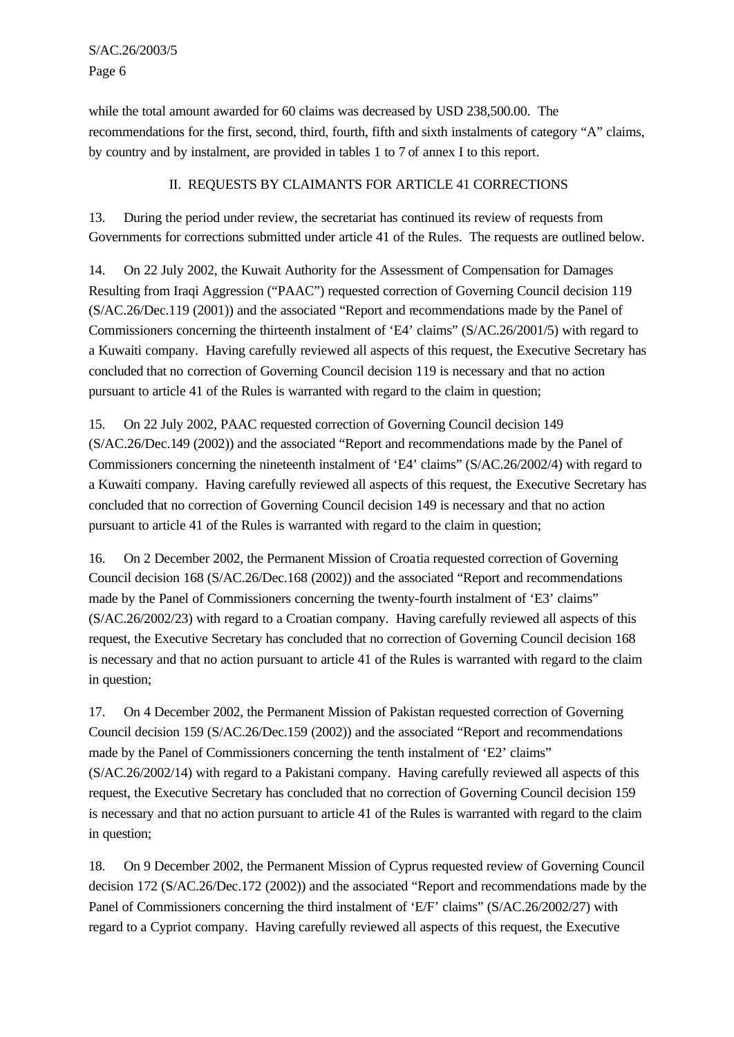while the total amount awarded for 60 claims was decreased by USD 238,500.00. The recommendations for the first, second, third, fourth, fifth and sixth instalments of category "A" claims, by country and by instalment, are provided in tables 1 to 7 of annex I to this report.

## II. REQUESTS BY CLAIMANTS FOR ARTICLE 41 CORRECTIONS

13. During the period under review, the secretariat has continued its review of requests from Governments for corrections submitted under article 41 of the Rules. The requests are outlined below.

14. On 22 July 2002, the Kuwait Authority for the Assessment of Compensation for Damages Resulting from Iraqi Aggression ("PAAC") requested correction of Governing Council decision 119 (S/AC.26/Dec.119 (2001)) and the associated "Report and recommendations made by the Panel of Commissioners concerning the thirteenth instalment of 'E4' claims" (S/AC.26/2001/5) with regard to a Kuwaiti company. Having carefully reviewed all aspects of this request, the Executive Secretary has concluded that no correction of Governing Council decision 119 is necessary and that no action pursuant to article 41 of the Rules is warranted with regard to the claim in question;

15. On 22 July 2002, PAAC requested correction of Governing Council decision 149 (S/AC.26/Dec.149 (2002)) and the associated "Report and recommendations made by the Panel of Commissioners concerning the nineteenth instalment of 'E4' claims" (S/AC.26/2002/4) with regard to a Kuwaiti company. Having carefully reviewed all aspects of this request, the Executive Secretary has concluded that no correction of Governing Council decision 149 is necessary and that no action pursuant to article 41 of the Rules is warranted with regard to the claim in question;

16. On 2 December 2002, the Permanent Mission of Croatia requested correction of Governing Council decision 168 (S/AC.26/Dec.168 (2002)) and the associated "Report and recommendations made by the Panel of Commissioners concerning the twenty-fourth instalment of 'E3' claims" (S/AC.26/2002/23) with regard to a Croatian company. Having carefully reviewed all aspects of this request, the Executive Secretary has concluded that no correction of Governing Council decision 168 is necessary and that no action pursuant to article 41 of the Rules is warranted with regard to the claim in question;

17. On 4 December 2002, the Permanent Mission of Pakistan requested correction of Governing Council decision 159 (S/AC.26/Dec.159 (2002)) and the associated "Report and recommendations made by the Panel of Commissioners concerning the tenth instalment of 'E2' claims" (S/AC.26/2002/14) with regard to a Pakistani company. Having carefully reviewed all aspects of this request, the Executive Secretary has concluded that no correction of Governing Council decision 159 is necessary and that no action pursuant to article 41 of the Rules is warranted with regard to the claim in question;

18. On 9 December 2002, the Permanent Mission of Cyprus requested review of Governing Council decision 172 (S/AC.26/Dec.172 (2002)) and the associated "Report and recommendations made by the Panel of Commissioners concerning the third instalment of 'E/F' claims" (S/AC.26/2002/27) with regard to a Cypriot company. Having carefully reviewed all aspects of this request, the Executive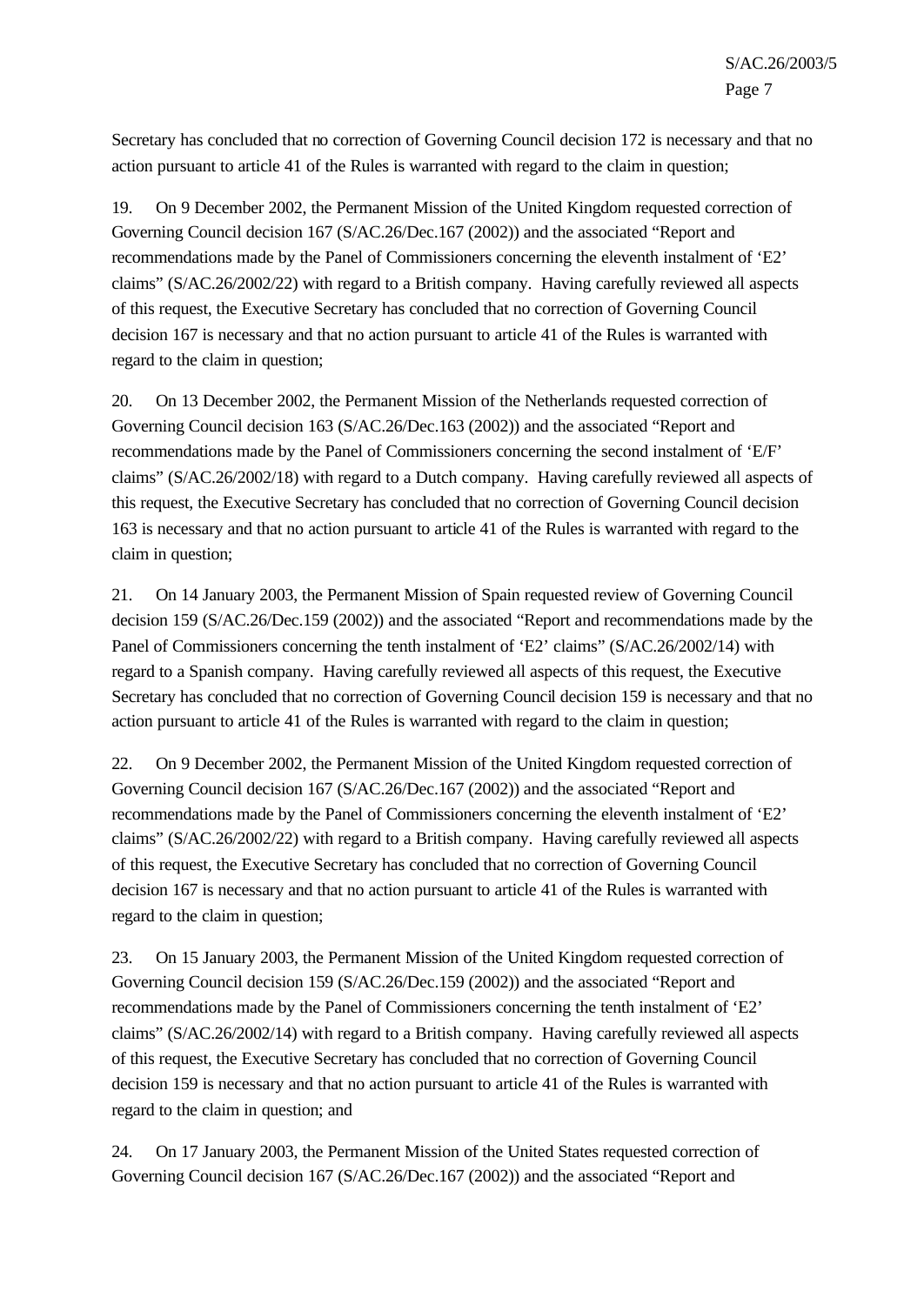Secretary has concluded that no correction of Governing Council decision 172 is necessary and that no action pursuant to article 41 of the Rules is warranted with regard to the claim in question;

19. On 9 December 2002, the Permanent Mission of the United Kingdom requested correction of Governing Council decision 167 (S/AC.26/Dec.167 (2002)) and the associated "Report and recommendations made by the Panel of Commissioners concerning the eleventh instalment of 'E2' claims" (S/AC.26/2002/22) with regard to a British company. Having carefully reviewed all aspects of this request, the Executive Secretary has concluded that no correction of Governing Council decision 167 is necessary and that no action pursuant to article 41 of the Rules is warranted with regard to the claim in question;

20. On 13 December 2002, the Permanent Mission of the Netherlands requested correction of Governing Council decision 163 (S/AC.26/Dec.163 (2002)) and the associated "Report and recommendations made by the Panel of Commissioners concerning the second instalment of 'E/F' claims" (S/AC.26/2002/18) with regard to a Dutch company. Having carefully reviewed all aspects of this request, the Executive Secretary has concluded that no correction of Governing Council decision 163 is necessary and that no action pursuant to article 41 of the Rules is warranted with regard to the claim in question;

21. On 14 January 2003, the Permanent Mission of Spain requested review of Governing Council decision 159 (S/AC.26/Dec.159 (2002)) and the associated "Report and recommendations made by the Panel of Commissioners concerning the tenth instalment of 'E2' claims" (S/AC.26/2002/14) with regard to a Spanish company. Having carefully reviewed all aspects of this request, the Executive Secretary has concluded that no correction of Governing Council decision 159 is necessary and that no action pursuant to article 41 of the Rules is warranted with regard to the claim in question;

22. On 9 December 2002, the Permanent Mission of the United Kingdom requested correction of Governing Council decision 167 (S/AC.26/Dec.167 (2002)) and the associated "Report and recommendations made by the Panel of Commissioners concerning the eleventh instalment of 'E2' claims" (S/AC.26/2002/22) with regard to a British company. Having carefully reviewed all aspects of this request, the Executive Secretary has concluded that no correction of Governing Council decision 167 is necessary and that no action pursuant to article 41 of the Rules is warranted with regard to the claim in question;

23. On 15 January 2003, the Permanent Mission of the United Kingdom requested correction of Governing Council decision 159 (S/AC.26/Dec.159 (2002)) and the associated "Report and recommendations made by the Panel of Commissioners concerning the tenth instalment of 'E2' claims" (S/AC.26/2002/14) with regard to a British company. Having carefully reviewed all aspects of this request, the Executive Secretary has concluded that no correction of Governing Council decision 159 is necessary and that no action pursuant to article 41 of the Rules is warranted with regard to the claim in question; and

24. On 17 January 2003, the Permanent Mission of the United States requested correction of Governing Council decision 167 (S/AC.26/Dec.167 (2002)) and the associated "Report and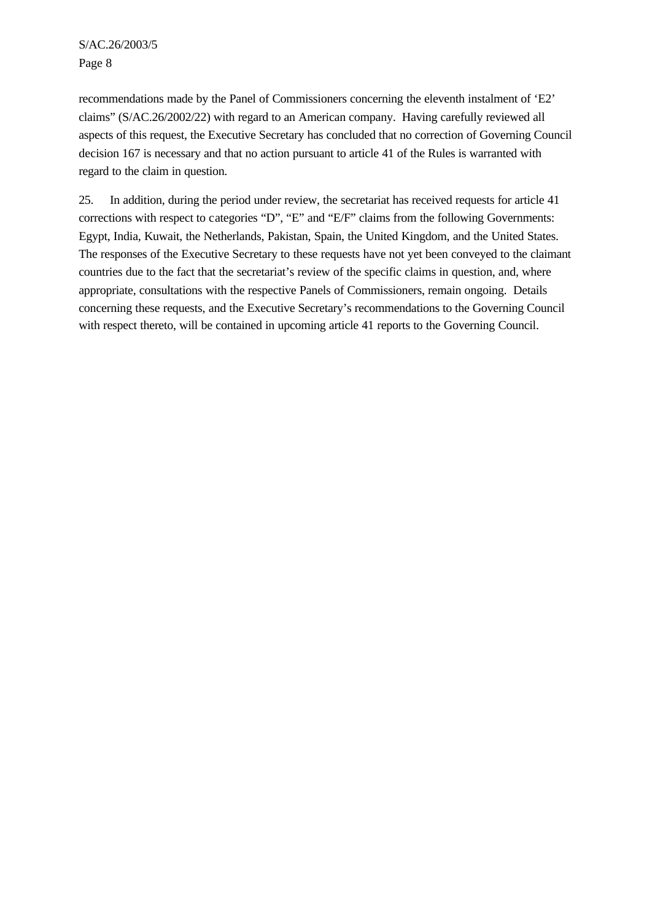recommendations made by the Panel of Commissioners concerning the eleventh instalment of 'E2' claims" (S/AC.26/2002/22) with regard to an American company. Having carefully reviewed all aspects of this request, the Executive Secretary has concluded that no correction of Governing Council decision 167 is necessary and that no action pursuant to article 41 of the Rules is warranted with regard to the claim in question.

25. In addition, during the period under review, the secretariat has received requests for article 41 corrections with respect to categories "D", "E" and "E/F" claims from the following Governments: Egypt, India, Kuwait, the Netherlands, Pakistan, Spain, the United Kingdom, and the United States. The responses of the Executive Secretary to these requests have not yet been conveyed to the claimant countries due to the fact that the secretariat's review of the specific claims in question, and, where appropriate, consultations with the respective Panels of Commissioners, remain ongoing. Details concerning these requests, and the Executive Secretary's recommendations to the Governing Council with respect thereto, will be contained in upcoming article 41 reports to the Governing Council.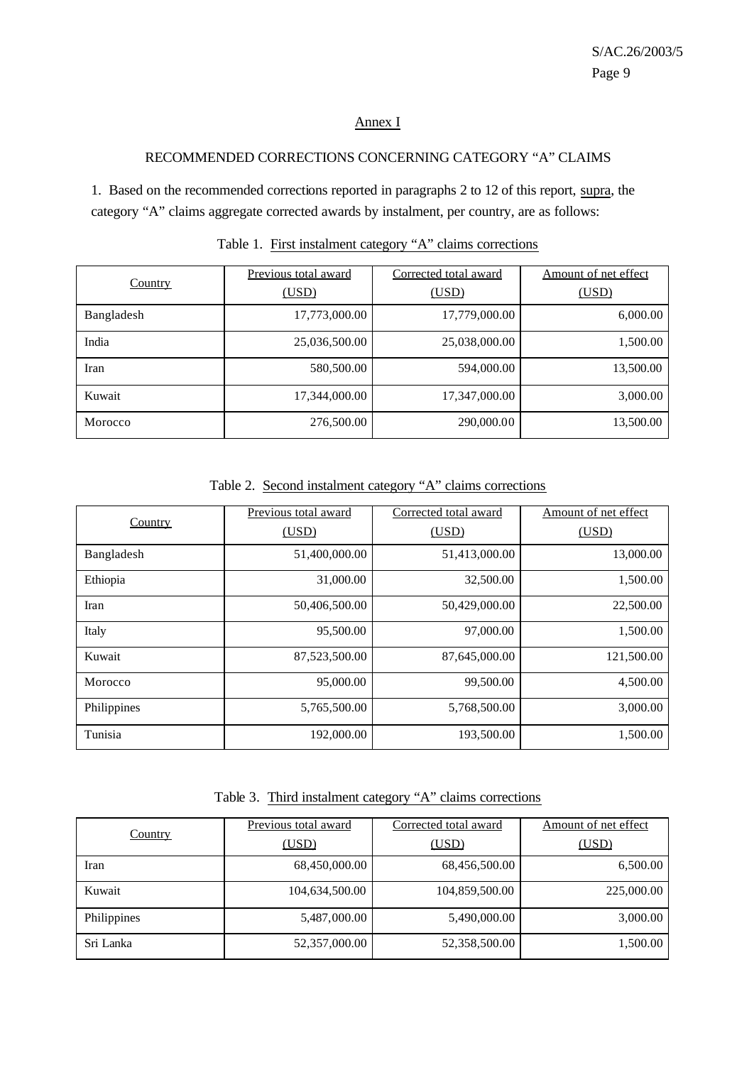## Annex I

### RECOMMENDED CORRECTIONS CONCERNING CATEGORY "A" CLAIMS

1. Based on the recommended corrections reported in paragraphs 2 to 12 of this report, supra, the category "A" claims aggregate corrected awards by instalment, per country, are as follows:

Table 1. First instalment category "A" claims corrections

| Country | Previous total award (USD) | Corrected total award (USD) | Amount of net effect (USD) |
|---|---|---|---|
| Bangladesh | 17,773,000.00 | 17,779,000.00 | 6,000.00 |
| India | 25,036,500.00 | 25,038,000.00 | 1,500.00 |
| Iran | 580,500.00 | 594,000.00 | 13,500.00 |
| Kuwait | 17,344,000.00 | 17,347,000.00 | 3,000.00 |
| Morocco | 276,500.00 | 290,000.00 | 13,500.00 |

Table 2. Second instalment category "A" claims corrections

| Country | Previous total award (USD) | Corrected total award (USD) | Amount of net effect (USD) |
|---|---|---|---|
| Bangladesh | 51,400,000.00 | 51,413,000.00 | 13,000.00 |
| Ethiopia | 31,000.00 | 32,500.00 | 1,500.00 |
| Iran | 50,406,500.00 | 50,429,000.00 | 22,500.00 |
| Italy | 95,500.00 | 97,000.00 | 1,500.00 |
| Kuwait | 87,523,500.00 | 87,645,000.00 | 121,500.00 |
| Morocco | 95,000.00 | 99,500.00 | 4,500.00 |
| Philippines | 5,765,500.00 | 5,768,500.00 | 3,000.00 |
| Tunisia | 192,000.00 | 193,500.00 | 1,500.00 |

Table 3. Third instalment category "A" claims corrections

| Country | Previous total award (USD) | Corrected total award (USD) | Amount of net effect (USD) |
|---|---|---|---|
| Iran | 68,450,000.00 | 68,456,500.00 | 6,500.00 |
| Kuwait | 104,634,500.00 | 104,859,500.00 | 225,000.00 |
| Philippines | 5,487,000.00 | 5,490,000.00 | 3,000.00 |
| Sri Lanka | 52,357,000.00 | 52,358,500.00 | 1,500.00 |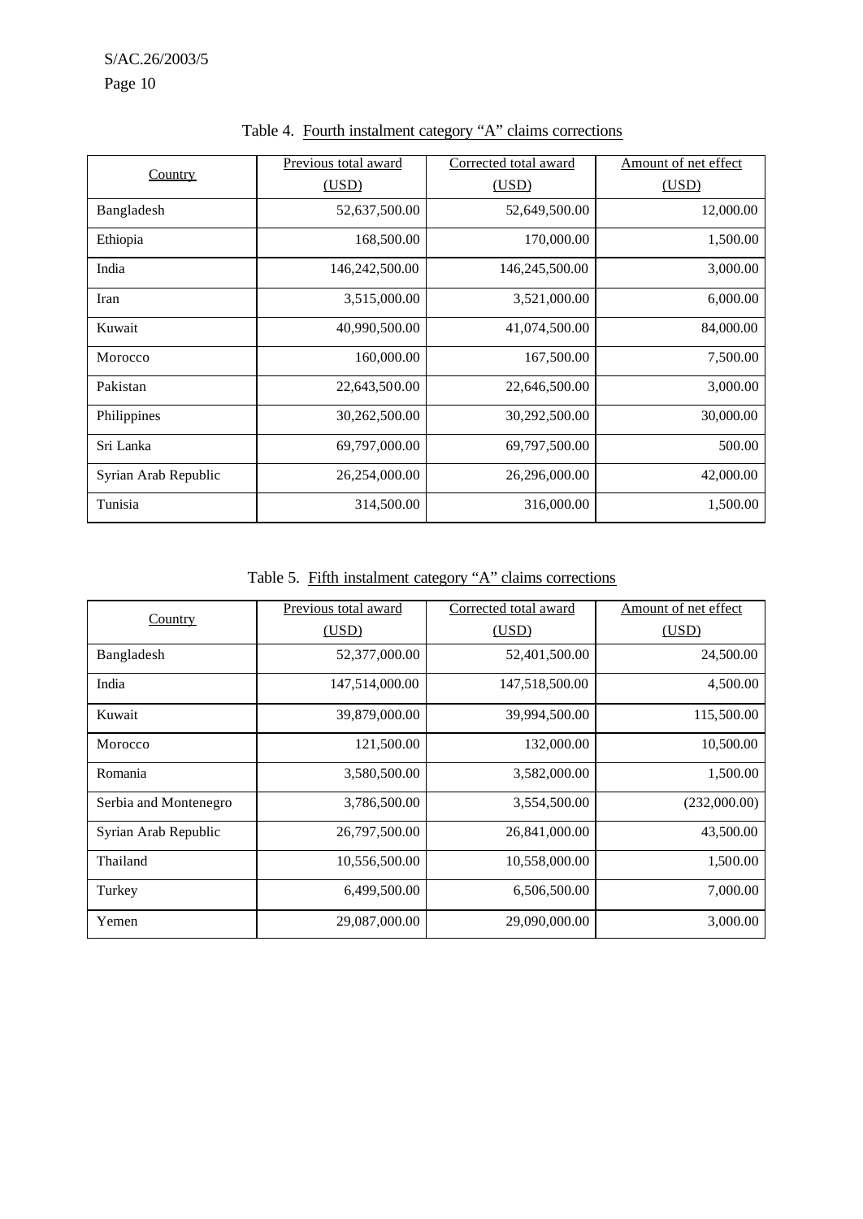Table 4. Fourth instalment category "A" claims corrections

| Country | Previous total award (USD) | Corrected total award (USD) | Amount of net effect (USD) |
|---|---|---|---|
| Bangladesh | 52,637,500.00 | 52,649,500.00 | 12,000.00 |
| Ethiopia | 168,500.00 | 170,000.00 | 1,500.00 |
| India | 146,242,500.00 | 146,245,500.00 | 3,000.00 |
| Iran | 3,515,000.00 | 3,521,000.00 | 6,000.00 |
| Kuwait | 40,990,500.00 | 41,074,500.00 | 84,000.00 |
| Morocco | 160,000.00 | 167,500.00 | 7,500.00 |
| Pakistan | 22,643,500.00 | 22,646,500.00 | 3,000.00 |
| Philippines | 30,262,500.00 | 30,292,500.00 | 30,000.00 |
| Sri Lanka | 69,797,000.00 | 69,797,500.00 | 500.00 |
| Syrian Arab Republic | 26,254,000.00 | 26,296,000.00 | 42,000.00 |
| Tunisia | 314,500.00 | 316,000.00 | 1,500.00 |

Table 5. Fifth instalment category "A" claims corrections

| Country | Previous total award (USD) | Corrected total award (USD) | Amount of net effect (USD) |
|---|---|---|---|
| Bangladesh | 52,377,000.00 | 52,401,500.00 | 24,500.00 |
| India | 147,514,000.00 | 147,518,500.00 | 4,500.00 |
| Kuwait | 39,879,000.00 | 39,994,500.00 | 115,500.00 |
| Morocco | 121,500.00 | 132,000.00 | 10,500.00 |
| Romania | 3,580,500.00 | 3,582,000.00 | 1,500.00 |
| Serbia and Montenegro | 3,786,500.00 | 3,554,500.00 | (232,000.00) |
| Syrian Arab Republic | 26,797,500.00 | 26,841,000.00 | 43,500.00 |
| Thailand | 10,556,500.00 | 10,558,000.00 | 1,500.00 |
| Turkey | 6,499,500.00 | 6,506,500.00 | 7,000.00 |
| Yemen | 29,087,000.00 | 29,090,000.00 | 3,000.00 |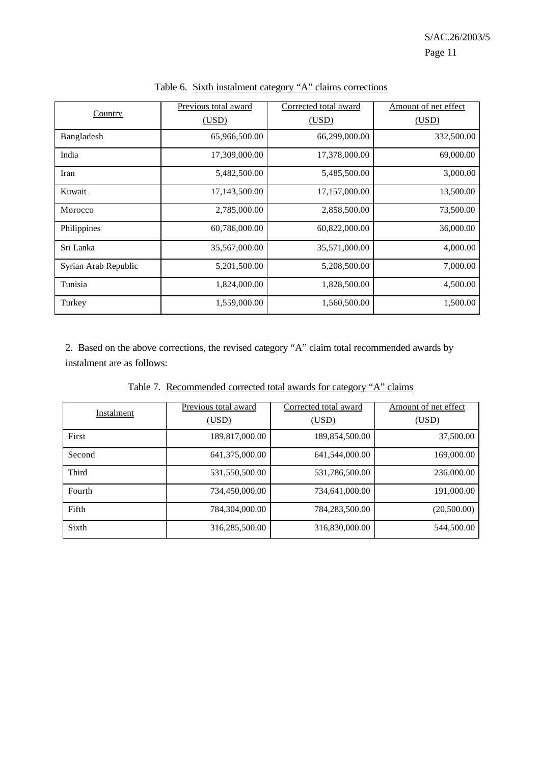Table 6. Sixth instalment category "A" claims corrections

| Country | Previous total award (USD) | Corrected total award (USD) | Amount of net effect (USD) |
|---|---|---|---|
| Bangladesh | 65,966,500.00 | 66,299,000.00 | 332,500.00 |
| India | 17,309,000.00 | 17,378,000.00 | 69,000.00 |
| Iran | 5,482,500.00 | 5,485,500.00 | 3,000.00 |
| Kuwait | 17,143,500.00 | 17,157,000.00 | 13,500.00 |
| Morocco | 2,785,000.00 | 2,858,500.00 | 73,500.00 |
| Philippines | 60,786,000.00 | 60,822,000.00 | 36,000.00 |
| Sri Lanka | 35,567,000.00 | 35,571,000.00 | 4,000.00 |
| Syrian Arab Republic | 5,201,500.00 | 5,208,500.00 | 7,000.00 |
| Tunisia | 1,824,000.00 | 1,828,500.00 | 4,500.00 |
| Turkey | 1,559,000.00 | 1,560,500.00 | 1,500.00 |

2. Based on the above corrections, the revised category "A" claim total recommended awards by instalment are as follows:

Table 7. Recommended corrected total awards for category "A" claims

| Instalment | Previous total award (USD) | Corrected total award (USD) | Amount of net effect (USD) |
|---|---|---|---|
| First | 189,817,000.00 | 189,854,500.00 | 37,500.00 |
| Second | 641,375,000.00 | 641,544,000.00 | 169,000.00 |
| Third | 531,550,500.00 | 531,786,500.00 | 236,000.00 |
| Fourth | 734,450,000.00 | 734,641,000.00 | 191,000.00 |
| Fifth | 784,304,000.00 | 784,283,500.00 | (20,500.00) |
| Sixth | 316,285,500.00 | 316,830,000.00 | 544,500.00 |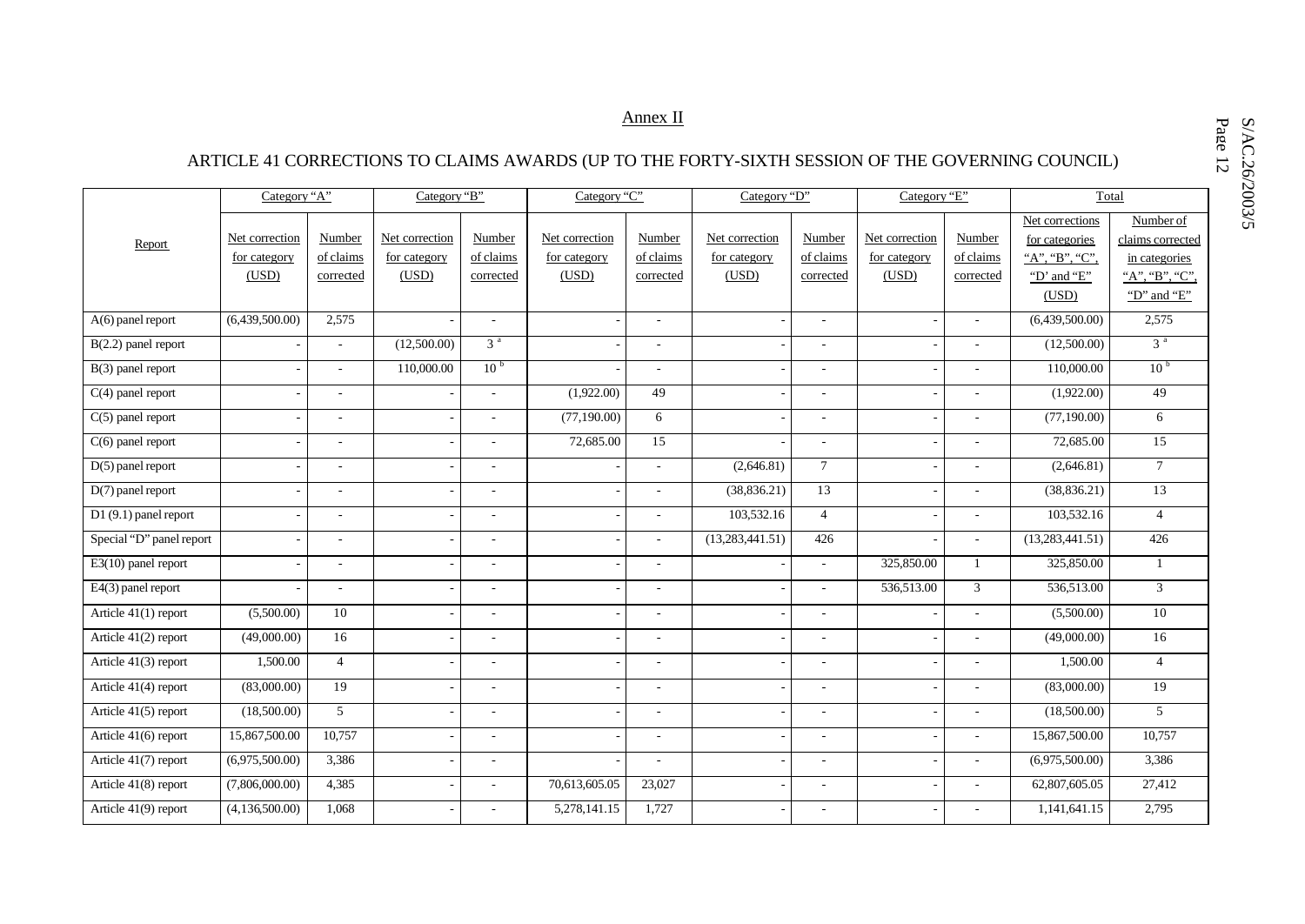## Annex II

### ARTICLE 41 CORRECTIONS TO CLAIMS AWARDS (UP TO THE FORTY-SIXTH SESSION OF THE GOVERNING COUNCIL)

| Report | Category "A" | | Category "B" | | Category "C" | | Category "D" | | Category "E" | | Total | |
|---|---|---|---|---|---|---|---|---|---|---|---|---|
| | Net correction for category (USD) | Number of claims corrected | Net correction for category (USD) | Number of claims corrected | Net correction for category (USD) | Number of claims corrected | Net correction for category (USD) | Number of claims corrected | Net correction for category (USD) | Number of claims corrected | Net corrections for categories "A", "B", "C", "D" and "E" (USD) | Number of claims corrected in categories "A", "B", "C", "D" and "E" |
| A(6) panel report | (6,439,500.00) | 2,575 | - | - | - | - | - | - | - | - | (6,439,500.00) | 2,575 |
| B(2.2) panel report | - | - | (12,500.00) | 3 [a] | - | - | - | - | - | - | (12,500.00) | 3 [a] |
| B(3) panel report | - | - | 110,000.00 | 10 [b] | - | - | - | - | - | - | 110,000.00 | 10 [b] |
| C(4) panel report | - | - | - | - | (1,922.00) | 49 | - | - | - | - | (1,922.00) | 49 |
| C(5) panel report | - | - | - | - | (77,190.00) | 6 | - | - | - | - | (77,190.00) | 6 |
| C(6) panel report | - | - | - | - | 72,685.00 | 15 | - | - | - | - | 72,685.00 | 15 |
| D(5) panel report | - | - | - | - | - | - | (2,646.81) | 7 | - | - | (2,646.81) | 7 |
| D(7) panel report | - | - | - | - | - | - | (38,836.21) | 13 | - | - | (38,836.21) | 13 |
| D1 (9.1) panel report | - | - | - | - | - | - | 103,532.16 | 4 | - | - | 103,532.16 | 4 |
| Special "D" panel report | - | - | - | - | - | - | (13,283,441.51) | 426 | - | - | (13,283,441.51) | 426 |
| E3(10) panel report | - | - | - | - | - | - | - | - | 325,850.00 | 1 | 325,850.00 | 1 |
| E4(3) panel report | - | - | - | - | - | - | - | - | 536,513.00 | 3 | 536,513.00 | 3 |
| Article 41(1) report | (5,500.00) | 10 | - | - | - | - | - | - | - | - | (5,500.00) | 10 |
| Article 41(2) report | (49,000.00) | 16 | - | - | - | - | - | - | - | - | (49,000.00) | 16 |
| Article 41(3) report | 1,500.00 | 4 | - | - | - | - | - | - | - | - | 1,500.00 | 4 |
| Article 41(4) report | (83,000.00) | 19 | - | - | - | - | - | - | - | - | (83,000.00) | 19 |
| Article 41(5) report | (18,500.00) | 5 | - | - | - | - | - | - | - | - | (18,500.00) | 5 |
| Article 41(6) report | 15,867,500.00 | 10,757 | - | - | - | - | - | - | - | - | 15,867,500.00 | 10,757 |
| Article 41(7) report | (6,975,500.00) | 3,386 | - | - | - | - | - | - | - | - | (6,975,500.00) | 3,386 |
| Article 41(8) report | (7,806,000.00) | 4,385 | - | - | 70,613,605.05 | 23,027 | - | - | - | - | 62,807,605.05 | 27,412 |
| Article 41(9) report | (4,136,500.00) | 1,068 | - | - | 5,278,141.15 | 1,727 | - | - | - | - | 1,141,641.15 | 2,795 |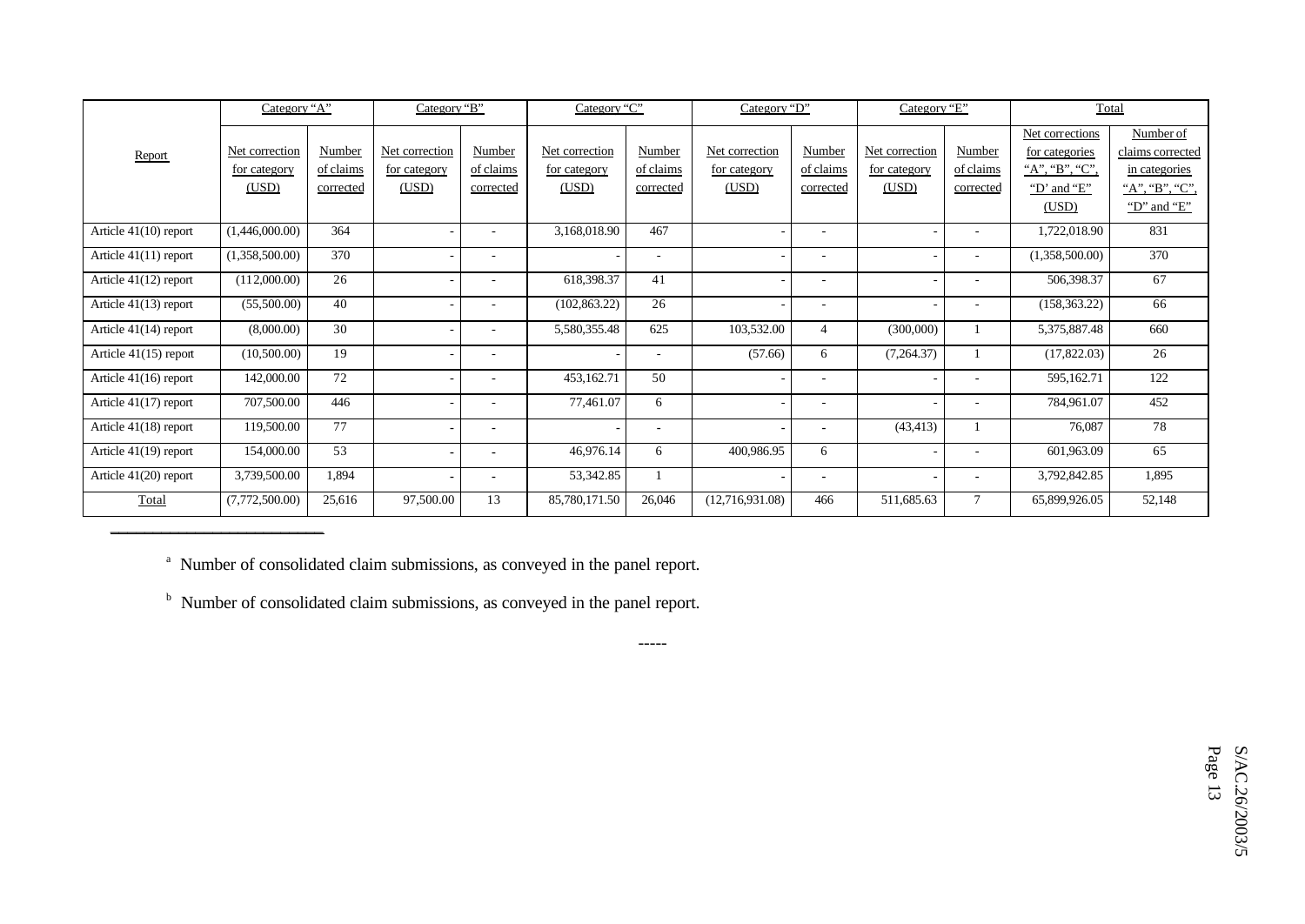| Report | Category "A" | | Category "B" | | Category "C" | | Category "D" | | Category "E" | | Total | |
|---|---|---|---|---|---|---|---|---|---|---|---|---|
| | Net correction for category (USD) | Number of claims corrected | Net correction for category (USD) | Number of claims corrected | Net correction for category (USD) | Number of claims corrected | Net correction for category (USD) | Number of claims corrected | Net correction for category (USD) | Number of claims corrected | Net corrections for categories "A", "B", "C", "D' and "E" (USD) | Number of claims corrected in categories "A", "B", "C", "D" and "E" |
| Article 41(10) report | (1,446,000.00) | 364 | - | - | 3,168,018.90 | 467 | - | - | - | - | 1,722,018.90 | 831 |
| Article 41(11) report | (1,358,500.00) | 370 | - | - | - | - | - | - | - | - | (1,358,500.00) | 370 |
| Article 41(12) report | (112,000.00) | 26 | - | - | 618,398.37 | 41 | - | - | - | - | 506,398.37 | 67 |
| Article 41(13) report | (55,500.00) | 40 | - | - | (102,863.22) | 26 | - | - | - | - | (158,363.22) | 66 |
| Article 41(14) report | (8,000.00) | 30 | - | - | 5,580,355.48 | 625 | 103,532.00 | 4 | (300,000) | 1 | 5,375,887.48 | 660 |
| Article 41(15) report | (10,500.00) | 19 | - | - | - | - | (57.66) | 6 | (7,264.37) | 1 | (17,822.03) | 26 |
| Article 41(16) report | 142,000.00 | 72 | - | - | 453,162.71 | 50 | - | - | - | - | 595,162.71 | 122 |
| Article 41(17) report | 707,500.00 | 446 | - | - | 77,461.07 | 6 | - | - | - | - | 784,961.07 | 452 |
| Article 41(18) report | 119,500.00 | 77 | - | - | - | - | - | - | (43,413) | 1 | 76,087 | 78 |
| Article 41(19) report | 154,000.00 | 53 | - | - | 46,976.14 | 6 | 400,986.95 | 6 | - | - | 601,963.09 | 65 |
| Article 41(20) report | 3,739,500.00 | 1,894 | - | - | 53,342.85 | 1 | - | - | - | - | 3,792,842.85 | 1,895 |
| Total | (7,772,500.00) | 25,616 | 97,500.00 | 13 | 85,780,171.50 | 26,046 | (12,716,931.08) | 466 | 511,685.63 | 7 | 65,899,926.05 | 52,148 |

---

[a] Number of consolidated claim submissions, as conveyed in the panel report.

[b] Number of consolidated claim submissions, as conveyed in the panel report.

-----